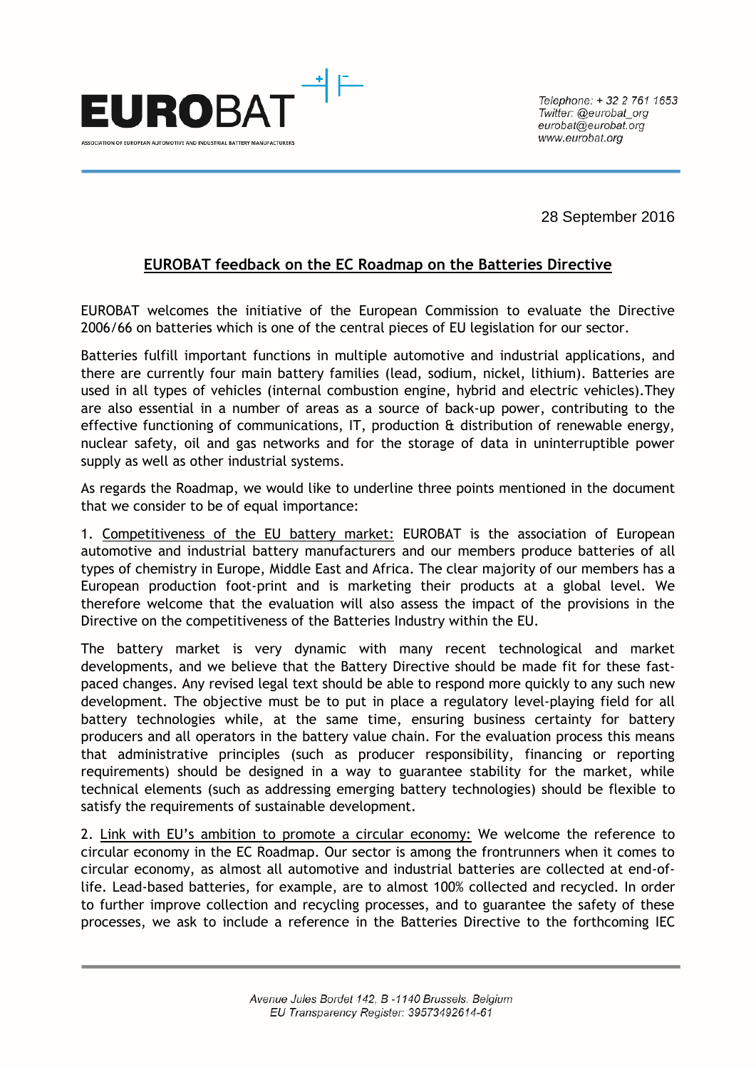EUROBAT

ASSOCIATION OF EUROPEAN AUTOMOTIVE AND INDUSTRIAL BATTERY MANUFACTURERS

*Telephone: + 32 2 761 1653*
*Twitter: @eurobat_org*
*eurobat@eurobat.org*
*www.eurobat.org*

28 September 2016

## EUROBAT feedback on the EC Roadmap on the Batteries Directive

EUROBAT welcomes the initiative of the European Commission to evaluate the Directive 2006/66 on batteries which is one of the central pieces of EU legislation for our sector.

Batteries fulfill important functions in multiple automotive and industrial applications, and there are currently four main battery families (lead, sodium, nickel, lithium). Batteries are used in all types of vehicles (internal combustion engine, hybrid and electric vehicles).They are also essential in a number of areas as a source of back-up power, contributing to the effective functioning of communications, IT, production & distribution of renewable energy, nuclear safety, oil and gas networks and for the storage of data in uninterruptible power supply as well as other industrial systems.

As regards the Roadmap, we would like to underline three points mentioned in the document that we consider to be of equal importance:

1. Competitiveness of the EU battery market: EUROBAT is the association of European automotive and industrial battery manufacturers and our members produce batteries of all types of chemistry in Europe, Middle East and Africa. The clear majority of our members has a European production foot-print and is marketing their products at a global level. We therefore welcome that the evaluation will also assess the impact of the provisions in the Directive on the competitiveness of the Batteries Industry within the EU.

The battery market is very dynamic with many recent technological and market developments, and we believe that the Battery Directive should be made fit for these fast-paced changes. Any revised legal text should be able to respond more quickly to any such new development. The objective must be to put in place a regulatory level-playing field for all battery technologies while, at the same time, ensuring business certainty for battery producers and all operators in the battery value chain. For the evaluation process this means that administrative principles (such as producer responsibility, financing or reporting requirements) should be designed in a way to guarantee stability for the market, while technical elements (such as addressing emerging battery technologies) should be flexible to satisfy the requirements of sustainable development.

2. Link with EU's ambition to promote a circular economy: We welcome the reference to circular economy in the EC Roadmap. Our sector is among the frontrunners when it comes to circular economy, as almost all automotive and industrial batteries are collected at end-of-life. Lead-based batteries, for example, are to almost 100% collected and recycled. In order to further improve collection and recycling processes, and to guarantee the safety of these processes, we ask to include a reference in the Batteries Directive to the forthcoming IEC

*Avenue Jules Bordet 142, B -1140 Brussels, Belgium*
*EU Transparency Register: 39573492614-61*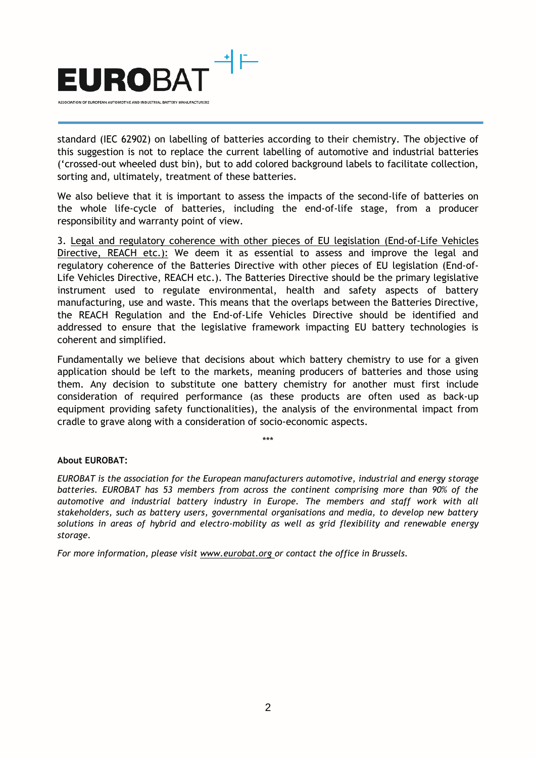standard (IEC 62902) on labelling of batteries according to their chemistry. The objective of this suggestion is not to replace the current labelling of automotive and industrial batteries ('crossed-out wheeled dust bin), but to add colored background labels to facilitate collection, sorting and, ultimately, treatment of these batteries.

We also believe that it is important to assess the impacts of the second-life of batteries on the whole life-cycle of batteries, including the end-of-life stage, from a producer responsibility and warranty point of view.

3. <u>Legal and regulatory coherence with other pieces of EU legislation (End-of-Life Vehicles Directive, REACH etc.):</u> We deem it as essential to assess and improve the legal and regulatory coherence of the Batteries Directive with other pieces of EU legislation (End-of-Life Vehicles Directive, REACH etc.). The Batteries Directive should be the primary legislative instrument used to regulate environmental, health and safety aspects of battery manufacturing, use and waste. This means that the overlaps between the Batteries Directive, the REACH Regulation and the End-of-Life Vehicles Directive should be identified and addressed to ensure that the legislative framework impacting EU battery technologies is coherent and simplified.

Fundamentally we believe that decisions about which battery chemistry to use for a given application should be left to the markets, meaning producers of batteries and those using them. Any decision to substitute one battery chemistry for another must first include consideration of required performance (as these products are often used as back-up equipment providing safety functionalities), the analysis of the environmental impact from cradle to grave along with a consideration of socio-economic aspects.

***

**About EUROBAT:**

*EUROBAT is the association for the European manufacturers automotive, industrial and energy storage batteries. EUROBAT has 53 members from across the continent comprising more than 90% of the automotive and industrial battery industry in Europe. The members and staff work with all stakeholders, such as battery users, governmental organisations and media, to develop new battery solutions in areas of hybrid and electro-mobility as well as grid flexibility and renewable energy storage.*

*For more information, please visit www.eurobat.org or contact the office in Brussels.*